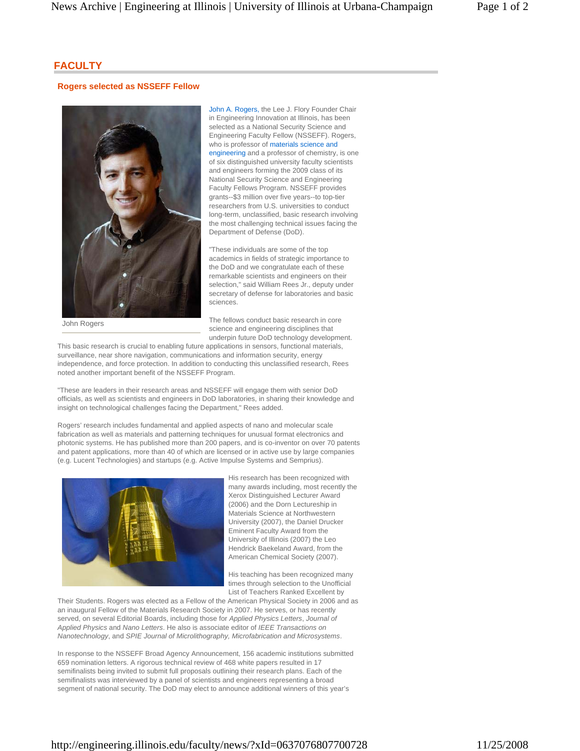## FACULTY

### Rogers selected as NSSEFF Fellow

John Rogers

John A. Rogers, the Lee J. Flory Founder Chair in Engineering Innovation at Illinois, has been selected as a National Security Science and Engineering Faculty Fellow (NSSEFF). Rogers, who is professor of materials science and engineering and a professor of chemistry, is one of six distinguished university faculty scientists and engineers forming the 2009 class of its National Security Science and Engineering Faculty Fellows Program. NSSEFF provides grants--$3 million over five years--to top-tier researchers from U.S. universities to conduct long-term, unclassified, basic research involving the most challenging technical issues facing the Department of Defense (DoD).

"These individuals are some of the top academics in fields of strategic importance to the DoD and we congratulate each of these remarkable scientists and engineers on their selection," said William Rees Jr., deputy under secretary of defense for laboratories and basic sciences.

The fellows conduct basic research in core science and engineering disciplines that underpin future DoD technology development. This basic research is crucial to enabling future applications in sensors, functional materials, surveillance, near shore navigation, communications and information security, energy independence, and force protection. In addition to conducting this unclassified research, Rees noted another important benefit of the NSSEFF Program.

"These are leaders in their research areas and NSSEFF will engage them with senior DoD officials, as well as scientists and engineers in DoD laboratories, in sharing their knowledge and insight on technological challenges facing the Department," Rees added.

Rogers' research includes fundamental and applied aspects of nano and molecular scale fabrication as well as materials and patterning techniques for unusual format electronics and photonic systems. He has published more than 200 papers, and is co-inventor on over 70 patents and patent applications, more than 40 of which are licensed or in active use by large companies (e.g. Lucent Technologies) and startups (e.g. Active Impulse Systems and Semprius).

His research has been recognized with many awards including, most recently the Xerox Distinguished Lecturer Award (2006) and the Dorn Lectureship in Materials Science at Northwestern University (2007), the Daniel Drucker Eminent Faculty Award from the University of Illinois (2007) the Leo Hendrick Baekeland Award, from the American Chemical Society (2007).

His teaching has been recognized many times through selection to the Unofficial List of Teachers Ranked Excellent by Their Students. Rogers was elected as a Fellow of the American Physical Society in 2006 and as an inaugural Fellow of the Materials Research Society in 2007. He serves, or has recently served, on several Editorial Boards, including those for *Applied Physics Letters*, *Journal of Applied Physics* and *Nano Letters*. He also is associate editor of *IEEE Transactions on Nanotechnology*, and *SPIE Journal of Microlithography, Microfabrication and Microsystems*.

In response to the NSSEFF Broad Agency Announcement, 156 academic institutions submitted 659 nomination letters. A rigorous technical review of 468 white papers resulted in 17 semifinalists being invited to submit full proposals outlining their research plans. Each of the semifinalists was interviewed by a panel of scientists and engineers representing a broad segment of national security. The DoD may elect to announce additional winners of this year's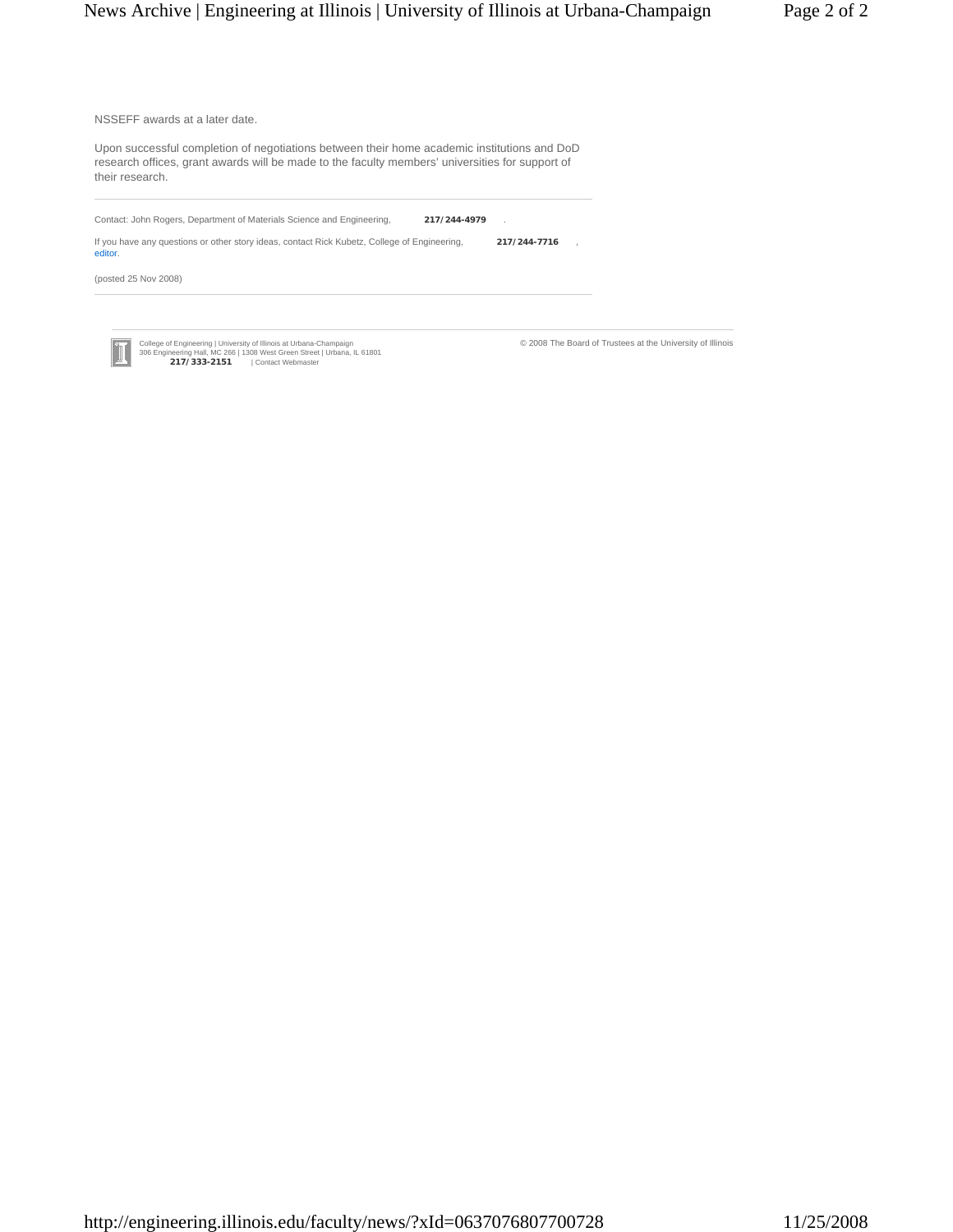NSSEFF awards at a later date.

Upon successful completion of negotiations between their home academic institutions and DoD research offices, grant awards will be made to the faculty members' universities for support of their research.

---

Contact: John Rogers, Department of Materials Science and Engineering, **217/244-4979**.

If you have any questions or other story ideas, contact Rick Kubetz, College of Engineering, **217/244-7716**, editor.

(posted 25 Nov 2008)

---

College of Engineering | University of Illinois at Urbana-Champaign
306 Engineering Hall, MC 266 | 1308 West Green Street | Urbana, IL 61801
**217/333-2151** | Contact Webmaster

© 2008 The Board of Trustees at the University of Illinois